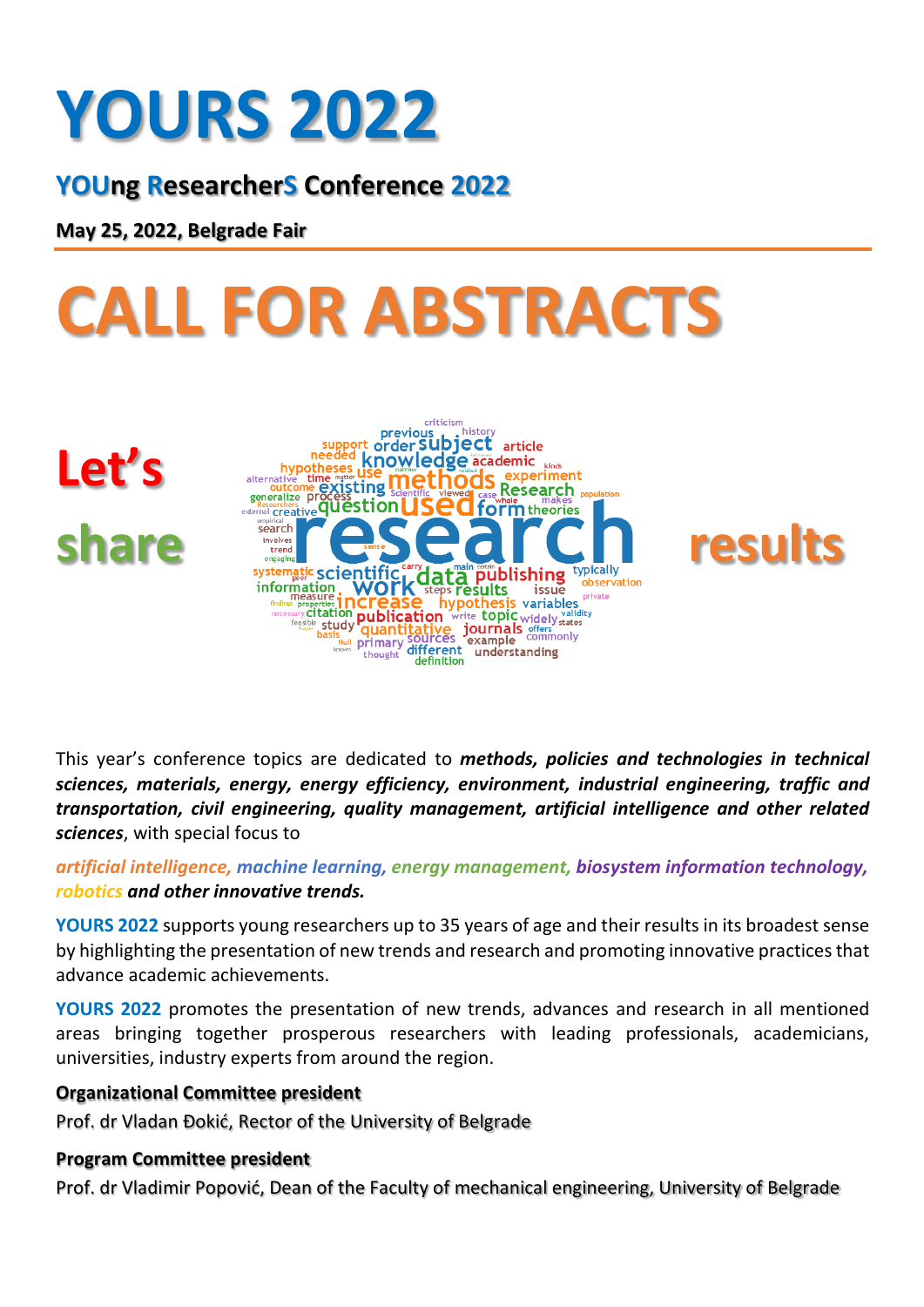# YOURS 2022

## YOUng ResearcherS Conference 2022

**May 25, 2022, Belgrade Fair**

# CALL FOR ABSTRACTS

**Let's share results**

This year's conference topics are dedicated to ***methods, policies and technologies in technical sciences, materials, energy, energy efficiency, environment, industrial engineering, traffic and transportation, civil engineering, quality management, artificial intelligence and other related sciences***, with special focus to

***artificial intelligence, machine learning, energy management, biosystem information technology, robotics and other innovative trends.***

**YOURS 2022** supports young researchers up to 35 years of age and their results in its broadest sense by highlighting the presentation of new trends and research and promoting innovative practices that advance academic achievements.

**YOURS 2022** promotes the presentation of new trends, advances and research in all mentioned areas bringing together prosperous researchers with leading professionals, academicians, universities, industry experts from around the region.

**Organizational Committee president**

Prof. dr Vladan Đokić, Rector of the University of Belgrade

**Program Committee president**

Prof. dr Vladimir Popović, Dean of the Faculty of mechanical engineering, University of Belgrade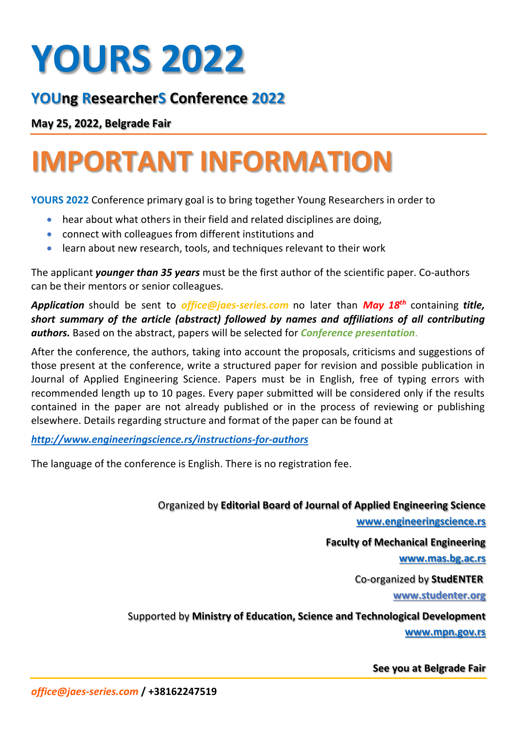# YOURS 2022

## YOUng ResearcherS Conference 2022

**May 25, 2022, Belgrade Fair**

# IMPORTANT INFORMATION

**YOURS 2022** Conference primary goal is to bring together Young Researchers in order to

- hear about what others in their field and related disciplines are doing,
- connect with colleagues from different institutions and
- learn about new research, tools, and techniques relevant to their work

The applicant ***younger than 35 years*** must be the first author of the scientific paper. Co-authors can be their mentors or senior colleagues.

***Application*** should be sent to *office@jaes-series.com* no later than ***May 18th*** containing ***title, short summary of the article (abstract) followed by names and affiliations of all contributing authors.*** Based on the abstract, papers will be selected for ***Conference presentation***.

After the conference, the authors, taking into account the proposals, criticisms and suggestions of those present at the conference, write a structured paper for revision and possible publication in Journal of Applied Engineering Science. Papers must be in English, free of typing errors with recommended length up to 10 pages. Every paper submitted will be considered only if the results contained in the paper are not already published or in the process of reviewing or publishing elsewhere. Details regarding structure and format of the paper can be found at

***http://www.engineeringscience.rs/instructions-for-authors***

The language of the conference is English. There is no registration fee.

Organized by **Editorial Board of Journal of Applied Engineering Science**
**www.engineeringscience.rs**

**Faculty of Mechanical Engineering**
**www.mas.bg.ac.rs**

Co-organized by **StudENTER**
**www.studenter.org**

Supported by **Ministry of Education, Science and Technological Development**
**www.mpn.gov.rs**

**See you at Belgrade Fair**

*office@jaes-series.com* / **+38162247519**